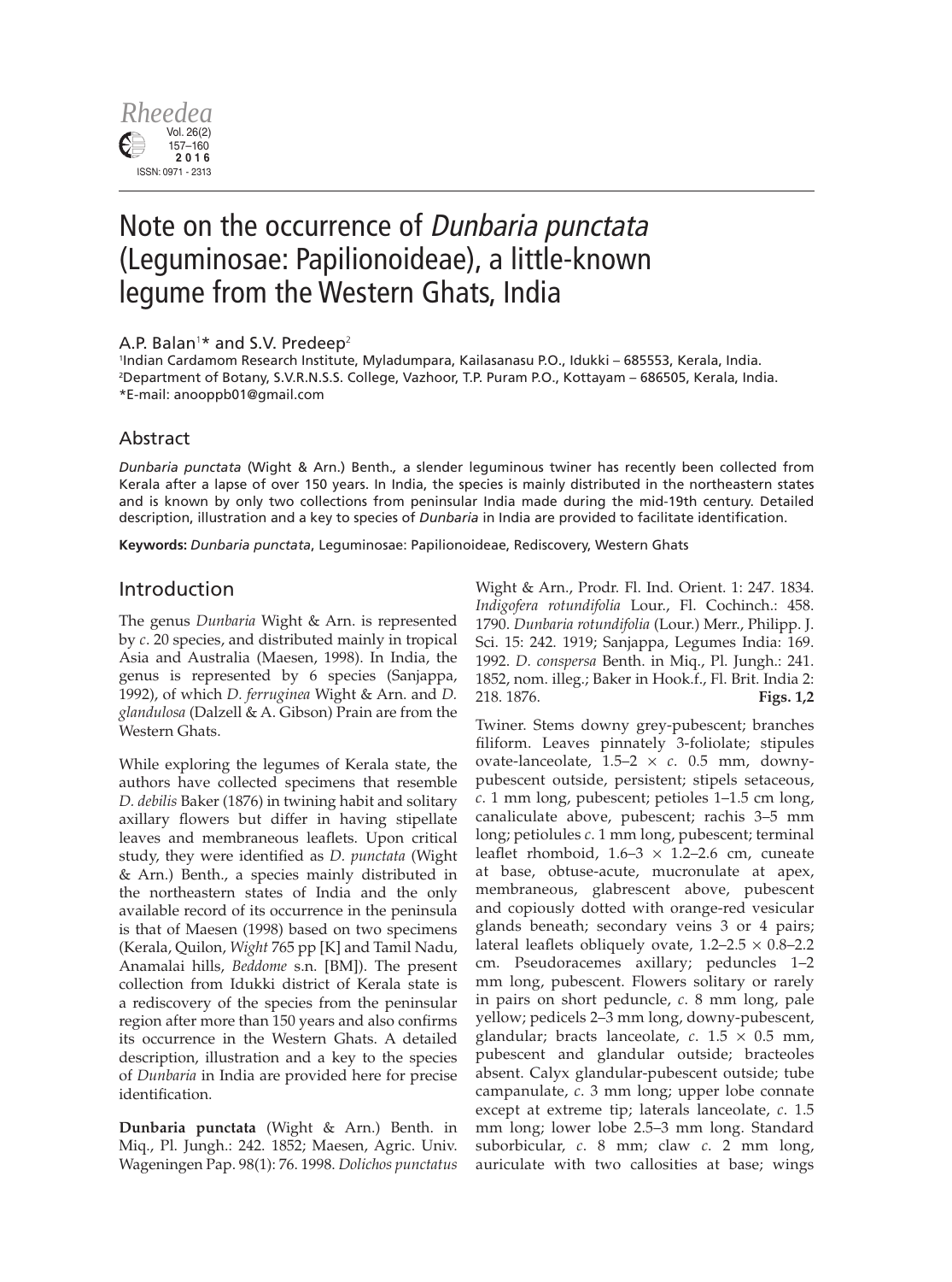# Note on the occurrence of *Dunbaria punctata* (Leguminosae: Papilionoideae), a little-known legume from the Western Ghats, India

A.P. Balan[1]* and S.V. Predeep[2]

[1]Indian Cardamom Research Institute, Myladumpara, Kailasanasu P.O., Idukki – 685553, Kerala, India.
[2]Department of Botany, S.V.R.N.S.S. College, Vazhoor, T.P. Puram P.O., Kottayam – 686505, Kerala, India.
*E-mail: anooppb01@gmail.com

## Abstract

*Dunbaria punctata* (Wight & Arn.) Benth., a slender leguminous twiner has recently been collected from Kerala after a lapse of over 150 years. In India, the species is mainly distributed in the northeastern states and is known by only two collections from peninsular India made during the mid-19th century. Detailed description, illustration and a key to species of *Dunbaria* in India are provided to facilitate identification.

**Keywords:** *Dunbaria punctata*, Leguminosae: Papilionoideae, Rediscovery, Western Ghats

## Introduction

The genus *Dunbaria* Wight & Arn. is represented by *c*. 20 species, and distributed mainly in tropical Asia and Australia (Maesen, 1998). In India, the genus is represented by 6 species (Sanjappa, 1992), of which *D. ferruginea* Wight & Arn. and *D. glandulosa* (Dalzell & A. Gibson) Prain are from the Western Ghats.

While exploring the legumes of Kerala state, the authors have collected specimens that resemble *D. debilis* Baker (1876) in twining habit and solitary axillary flowers but differ in having stipellate leaves and membraneous leaflets. Upon critical study, they were identified as *D. punctata* (Wight & Arn.) Benth., a species mainly distributed in the northeastern states of India and the only available record of its occurrence in the peninsula is that of Maesen (1998) based on two specimens (Kerala, Quilon, *Wight* 765 pp [K] and Tamil Nadu, Anamalai hills, *Beddome* s.n. [BM]). The present collection from Idukki district of Kerala state is a rediscovery of the species from the peninsular region after more than 150 years and also confirms its occurrence in the Western Ghats. A detailed description, illustration and a key to the species of *Dunbaria* in India are provided here for precise identification.

**Dunbaria punctata** (Wight & Arn.) Benth. in Miq., Pl. Jungh.: 242. 1852; Maesen, Agric. Univ. Wageningen Pap. 98(1): 76. 1998. *Dolichos punctatus* Wight & Arn., Prodr. Fl. Ind. Orient. 1: 247. 1834. *Indigofera rotundifolia* Lour., Fl. Cochinch.: 458. 1790. *Dunbaria rotundifolia* (Lour.) Merr., Philipp. J. Sci. 15: 242. 1919; Sanjappa, Legumes India: 169. 1992. *D. conspersa* Benth. in Miq., Pl. Jungh.: 241. 1852, nom. illeg.; Baker in Hook.f., Fl. Brit. India 2: 218. 1876. **Figs. 1,2**

Twiner. Stems downy grey-pubescent; branches filiform. Leaves pinnately 3-foliolate; stipules ovate-lanceolate, 1.5–2 × *c*. 0.5 mm, downy-pubescent outside, persistent; stipels setaceous, *c*. 1 mm long, pubescent; petioles 1–1.5 cm long, canaliculate above, pubescent; rachis 3–5 mm long; petiolules *c*. 1 mm long, pubescent; terminal leaflet rhomboid, 1.6–3 × 1.2–2.6 cm, cuneate at base, obtuse-acute, mucronulate at apex, membraneous, glabrescent above, pubescent and copiously dotted with orange-red vesicular glands beneath; secondary veins 3 or 4 pairs; lateral leaflets obliquely ovate, 1.2–2.5 × 0.8–2.2 cm. Pseudoracemes axillary; peduncles 1–2 mm long, pubescent. Flowers solitary or rarely in pairs on short peduncle, *c*. 8 mm long, pale yellow; pedicels 2–3 mm long, downy-pubescent, glandular; bracts lanceolate, *c*. 1.5 × 0.5 mm, pubescent and glandular outside; bracteoles absent. Calyx glandular-pubescent outside; tube campanulate, *c*. 3 mm long; upper lobe connate except at extreme tip; laterals lanceolate, *c*. 1.5 mm long; lower lobe 2.5–3 mm long. Standard suborbicular, *c*. 8 mm; claw *c*. 2 mm long, auriculate with two callosities at base; wings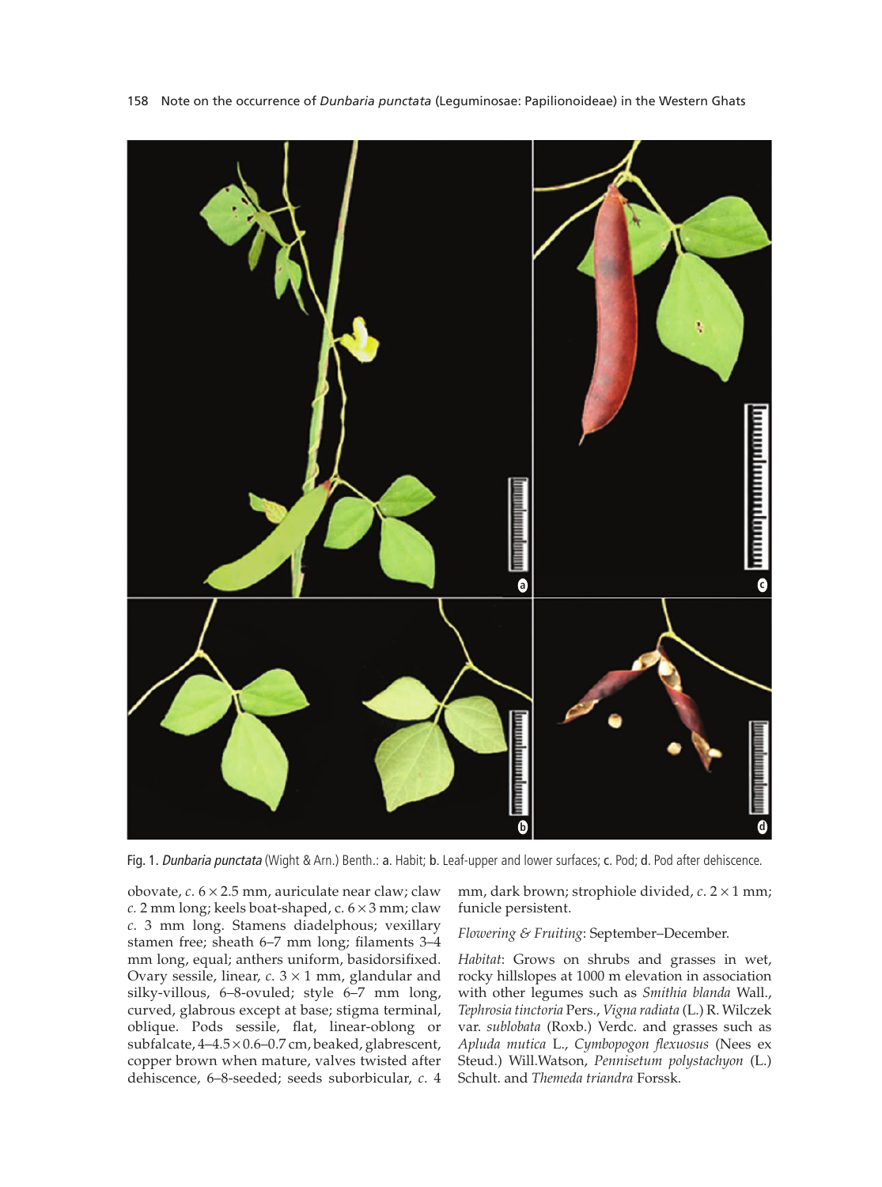Fig. 1. *Dunbaria punctata* (Wight & Arn.) Benth.: a. Habit; b. Leaf-upper and lower surfaces; c. Pod; d. Pod after dehiscence.

obovate, *c.* 6 × 2.5 mm, auriculate near claw; claw *c.* 2 mm long; keels boat-shaped, c. 6 × 3 mm; claw *c.* 3 mm long. Stamens diadelphous; vexillary stamen free; sheath 6–7 mm long; filaments 3–4 mm long, equal; anthers uniform, basidorsifixed. Ovary sessile, linear, *c.* 3 × 1 mm, glandular and silky-villous, 6–8-ovuled; style 6–7 mm long, curved, glabrous except at base; stigma terminal, oblique. Pods sessile, flat, linear-oblong or subfalcate, 4–4.5 × 0.6–0.7 cm, beaked, glabrescent, copper brown when mature, valves twisted after dehiscence, 6–8-seeded; seeds suborbicular, *c.* 4 mm, dark brown; strophiole divided, *c.* 2 × 1 mm; funicle persistent.

*Flowering & Fruiting*: September–December.

*Habitat*: Grows on shrubs and grasses in wet, rocky hillslopes at 1000 m elevation in association with other legumes such as *Smithia blanda* Wall., *Tephrosia tinctoria* Pers., *Vigna radiata* (L.) R. Wilczek var. *sublobata* (Roxb.) Verdc. and grasses such as *Apluda mutica* L., *Cymbopogon flexuosus* (Nees ex Steud.) Will.Watson, *Pennisetum polystachyon* (L.) Schult. and *Themeda triandra* Forssk.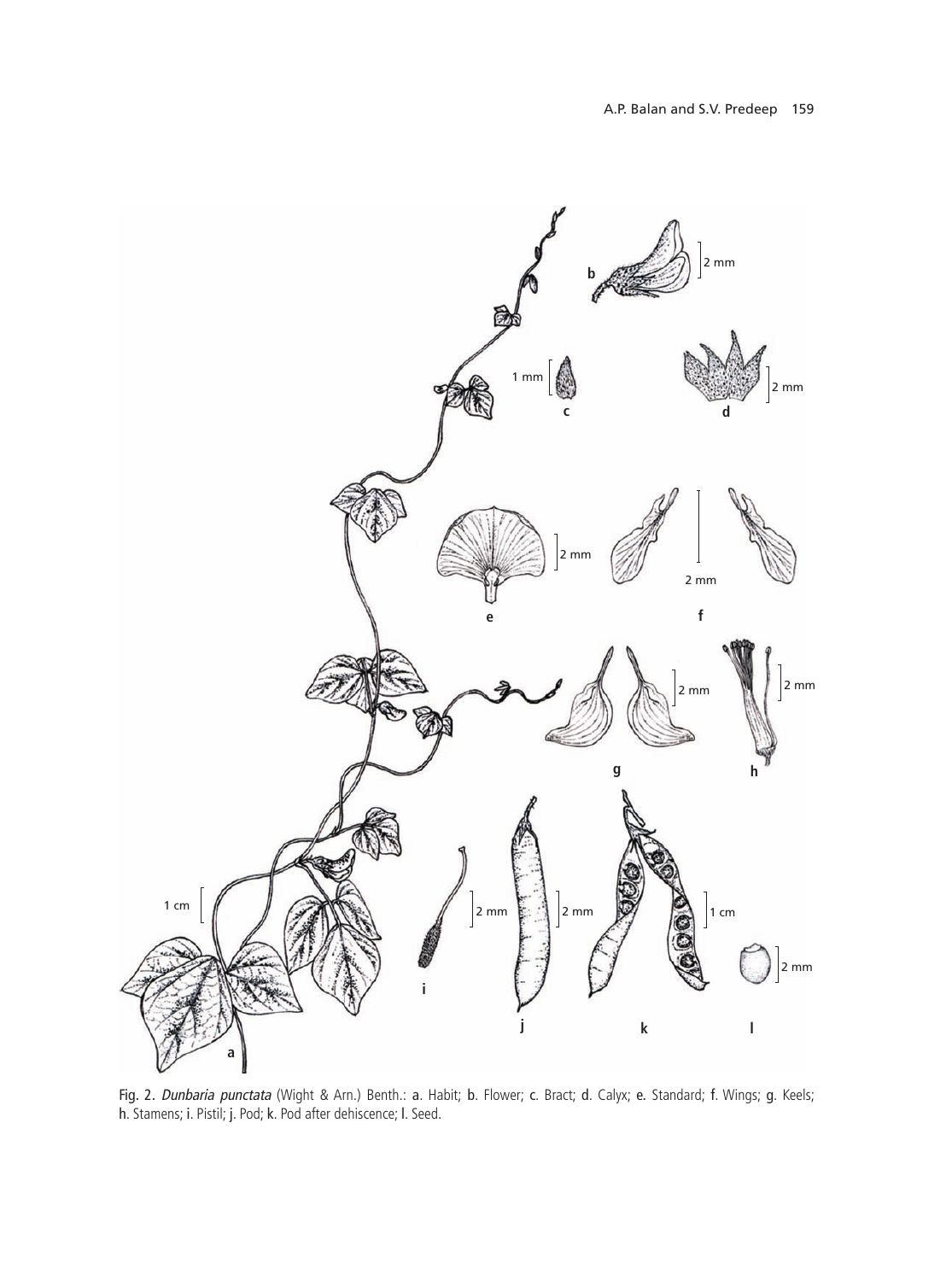Fig. 2. *Dunbaria punctata* (Wight & Arn.) Benth.: **a**. Habit; **b**. Flower; **c**. Bract; **d**. Calyx; **e**. Standard; **f**. Wings; **g**. Keels; **h**. Stamens; **i**. Pistil; **j**. Pod; **k**. Pod after dehiscence; **l**. Seed.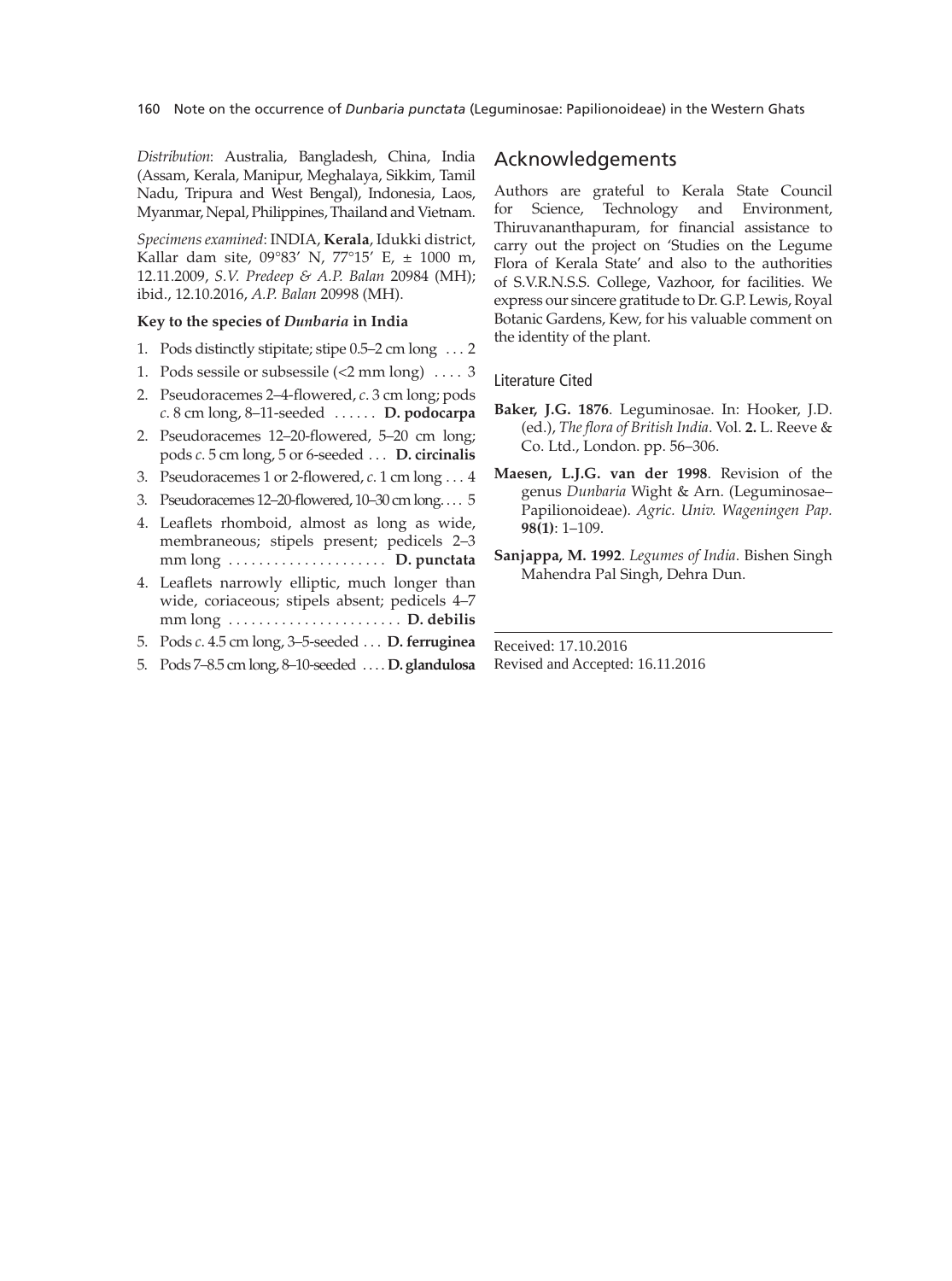*Distribution*: Australia, Bangladesh, China, India (Assam, Kerala, Manipur, Meghalaya, Sikkim, Tamil Nadu, Tripura and West Bengal), Indonesia, Laos, Myanmar, Nepal, Philippines, Thailand and Vietnam.

*Specimens examined*: INDIA, **Kerala**, Idukki district, Kallar dam site, 09°83' N, 77°15' E, ± 1000 m, 12.11.2009, *S.V. Predeep & A.P. Balan* 20984 (MH); ibid., 12.10.2016, *A.P. Balan* 20998 (MH).

**Key to the species of *Dunbaria* in India**

1. Pods distinctly stipitate; stipe 0.5–2 cm long . . . 2
1. Pods sessile or subsessile (<2 mm long) . . . . 3
2. Pseudoracemes 2–4-flowered, *c.* 3 cm long; pods *c.* 8 cm long, 8–11-seeded . . . . . . **D. podocarpa**
2. Pseudoracemes 12–20-flowered, 5–20 cm long; pods *c.* 5 cm long, 5 or 6-seeded . . . **D. circinalis**
3. Pseudoracemes 1 or 2-flowered, *c.* 1 cm long . . . 4
3. Pseudoracemes 12–20-flowered, 10–30 cm long. . . . 5
4. Leaflets rhomboid, almost as long as wide, membraneous; stipels present; pedicels 2–3 mm long . . . . . . . . . . . . . . . . . . . . . **D. punctata**
4. Leaflets narrowly elliptic, much longer than wide, coriaceous; stipels absent; pedicels 4–7 mm long . . . . . . . . . . . . . . . . . . . . . . . **D. debilis**
5. Pods *c.* 4.5 cm long, 3–5-seeded . . . **D. ferruginea**
5. Pods 7–8.5 cm long, 8–10-seeded . . . . **D. glandulosa**

## Acknowledgements

Authors are grateful to Kerala State Council for Science, Technology and Environment, Thiruvananthapuram, for financial assistance to carry out the project on 'Studies on the Legume Flora of Kerala State' and also to the authorities of S.V.R.N.S.S. College, Vazhoor, for facilities. We express our sincere gratitude to Dr. G.P. Lewis, Royal Botanic Gardens, Kew, for his valuable comment on the identity of the plant.

### Literature Cited

**Baker, J.G. 1876**. Leguminosae. In: Hooker, J.D. (ed.), *The flora of British India*. Vol. **2.** L. Reeve & Co. Ltd., London. pp. 56–306.

**Maesen, L.J.G. van der 1998**. Revision of the genus *Dunbaria* Wight & Arn. (Leguminosae–Papilionoideae). *Agric. Univ. Wageningen Pap.* **98(1)**: 1–109.

**Sanjappa, M. 1992**. *Legumes of India*. Bishen Singh Mahendra Pal Singh, Dehra Dun.

Received: 17.10.2016
Revised and Accepted: 16.11.2016